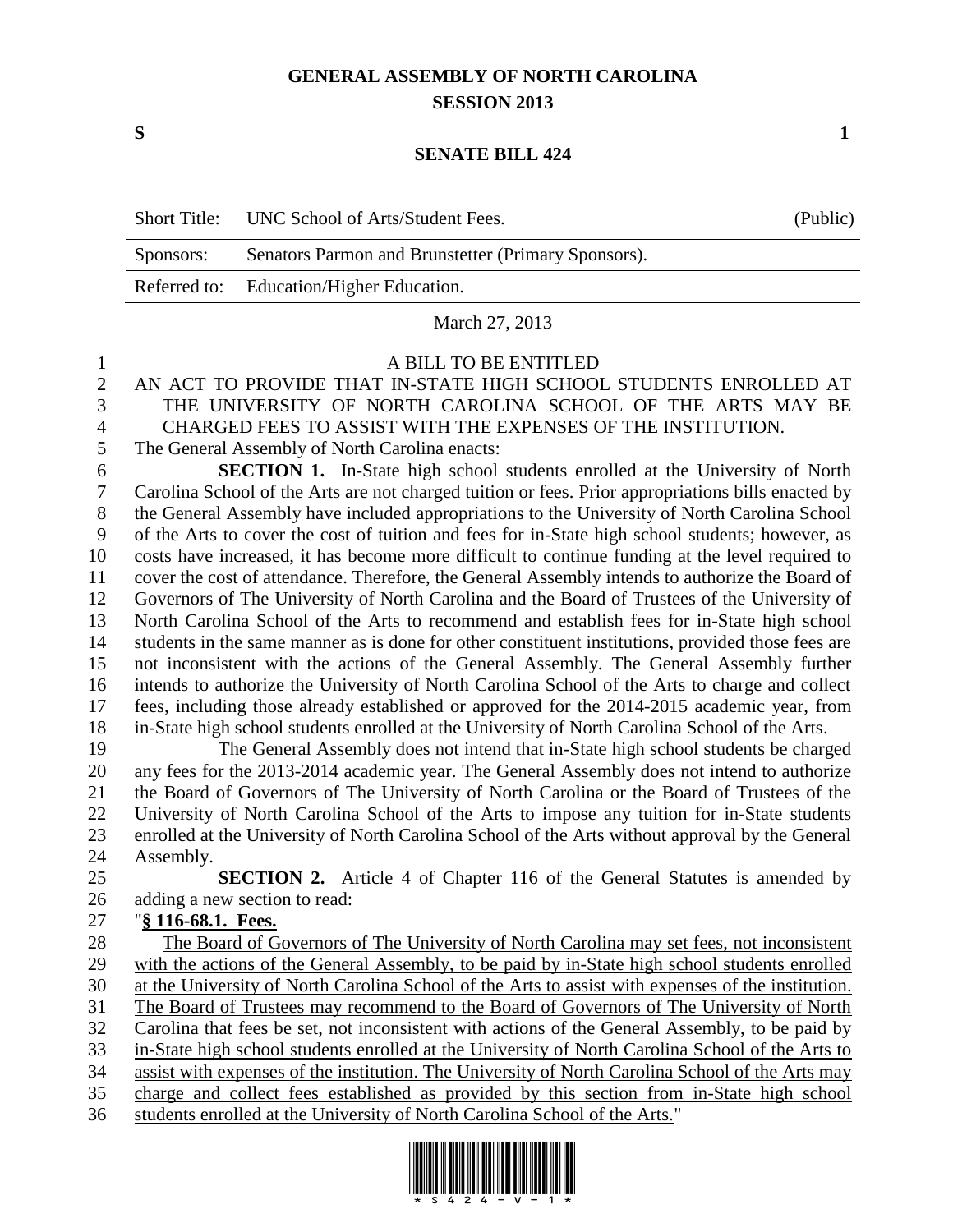# GENERAL ASSEMBLY OF NORTH CAROLINA
## SESSION 2013

**S** **1**

## SENATE BILL 424

| Short Title: | UNC School of Arts/Student Fees. | (Public) |
|---|---|---|
| Sponsors: | Senators Parmon and Brunstetter (Primary Sponsors). | |
| Referred to: | Education/Higher Education. | |

March 27, 2013

A BILL TO BE ENTITLED

AN ACT TO PROVIDE THAT IN-STATE HIGH SCHOOL STUDENTS ENROLLED AT THE UNIVERSITY OF NORTH CAROLINA SCHOOL OF THE ARTS MAY BE CHARGED FEES TO ASSIST WITH THE EXPENSES OF THE INSTITUTION.

The General Assembly of North Carolina enacts:

**SECTION 1.** In-State high school students enrolled at the University of North Carolina School of the Arts are not charged tuition or fees. Prior appropriations bills enacted by the General Assembly have included appropriations to the University of North Carolina School of the Arts to cover the cost of tuition and fees for in-State high school students; however, as costs have increased, it has become more difficult to continue funding at the level required to cover the cost of attendance. Therefore, the General Assembly intends to authorize the Board of Governors of The University of North Carolina and the Board of Trustees of the University of North Carolina School of the Arts to recommend and establish fees for in-State high school students in the same manner as is done for other constituent institutions, provided those fees are not inconsistent with the actions of the General Assembly. The General Assembly further intends to authorize the University of North Carolina School of the Arts to charge and collect fees, including those already established or approved for the 2014-2015 academic year, from in-State high school students enrolled at the University of North Carolina School of the Arts.

The General Assembly does not intend that in-State high school students be charged any fees for the 2013-2014 academic year. The General Assembly does not intend to authorize the Board of Governors of The University of North Carolina or the Board of Trustees of the University of North Carolina School of the Arts to impose any tuition for in-State students enrolled at the University of North Carolina School of the Arts without approval by the General Assembly.

**SECTION 2.** Article 4 of Chapter 116 of the General Statutes is amended by adding a new section to read:

"**§ 116-68.1. Fees.**

The Board of Governors of The University of North Carolina may set fees, not inconsistent with the actions of the General Assembly, to be paid by in-State high school students enrolled at the University of North Carolina School of the Arts to assist with expenses of the institution. The Board of Trustees may recommend to the Board of Governors of The University of North Carolina that fees be set, not inconsistent with actions of the General Assembly, to be paid by in-State high school students enrolled at the University of North Carolina School of the Arts to assist with expenses of the institution. The University of North Carolina School of the Arts may charge and collect fees established as provided by this section from in-State high school students enrolled at the University of North Carolina School of the Arts."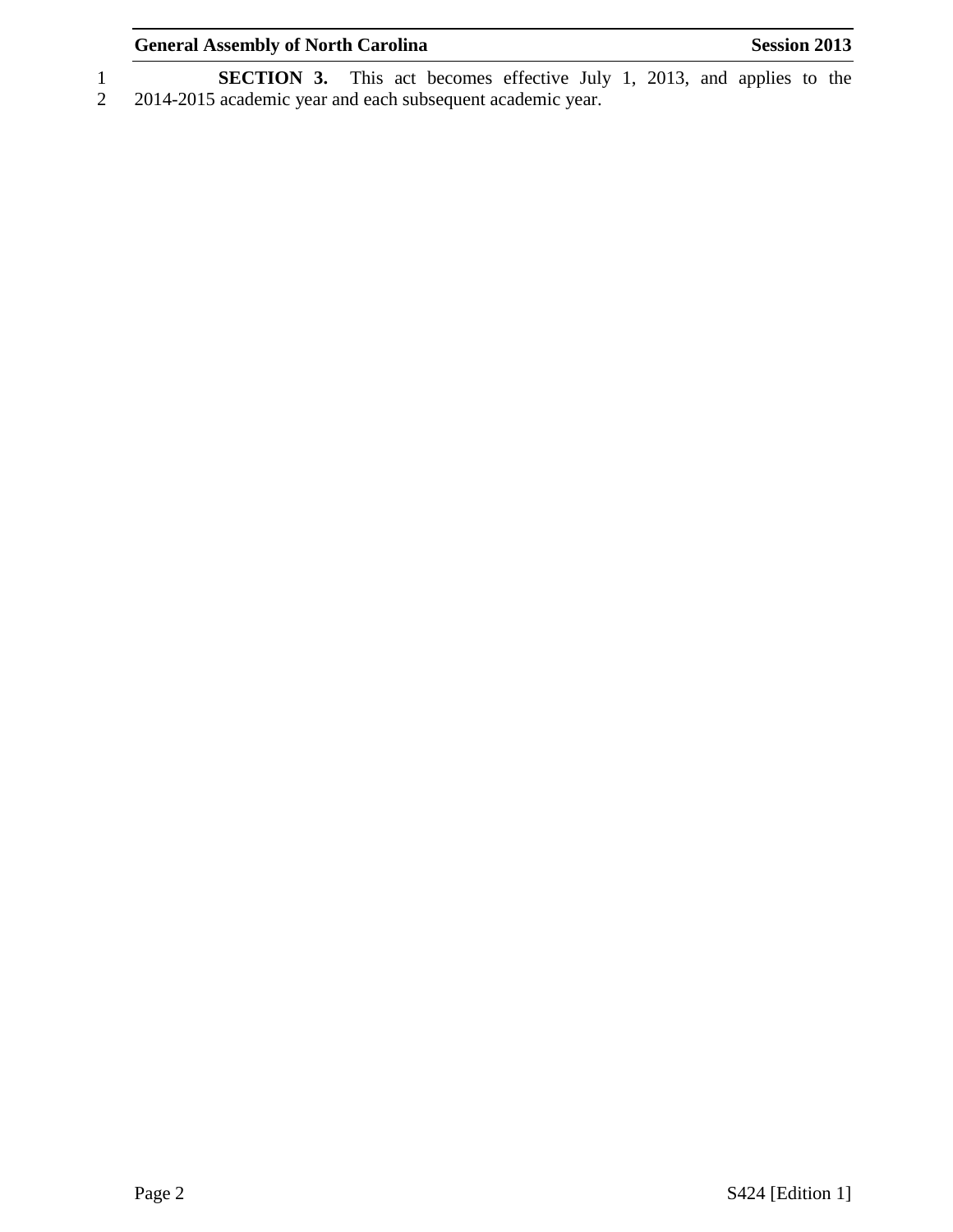**SECTION 3.** This act becomes effective July 1, 2013, and applies to the 2014-2015 academic year and each subsequent academic year.